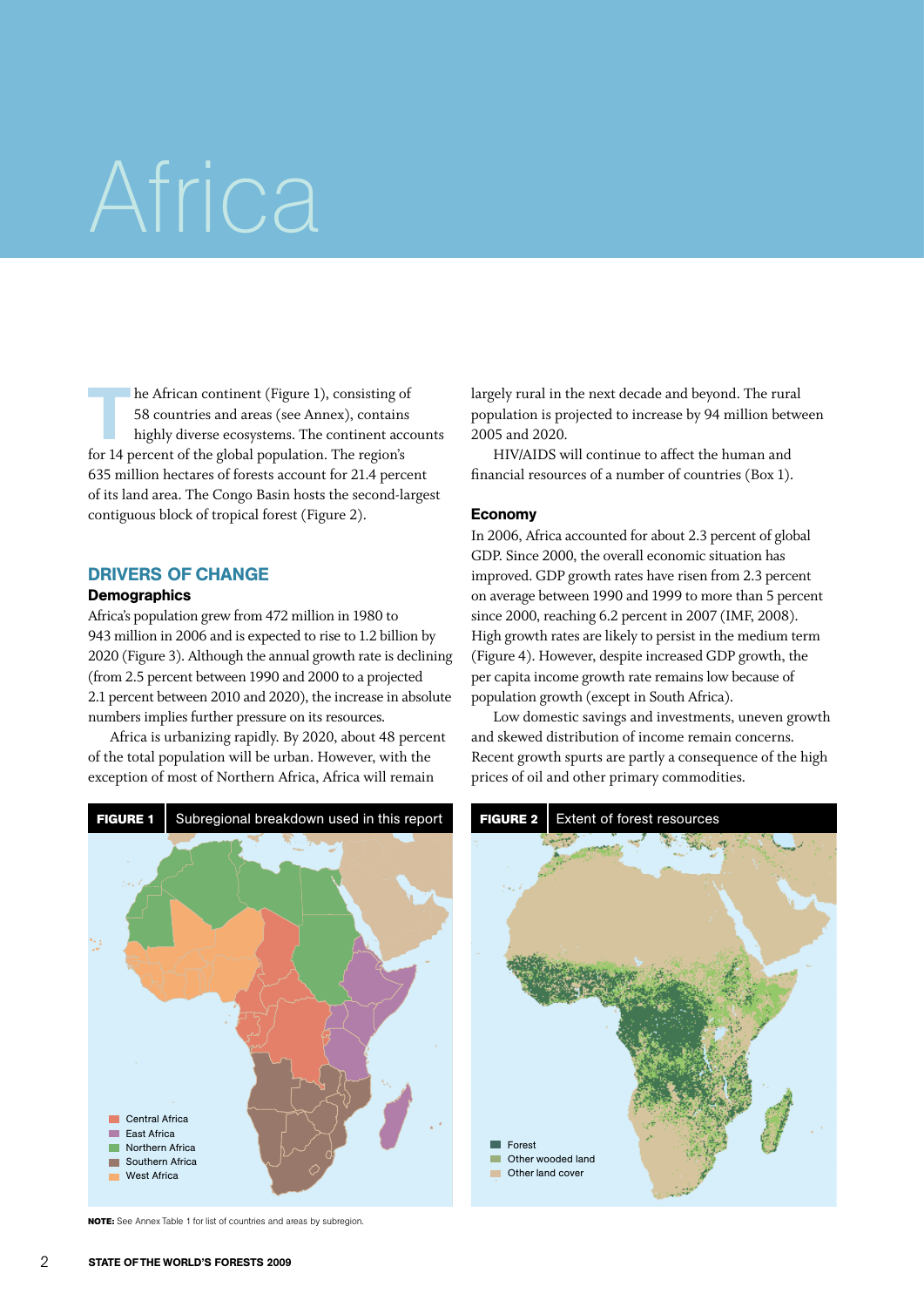# Africa

The African continent (Figure 1), consisting of 58 countries and areas (see Annex), contains highly diverse ecosystems. The continent accounts for 14 percent of the global population. The region's 635 million hectares of forests account for 21.4 percent of its land area. The Congo Basin hosts the second-largest contiguous block of tropical forest (Figure 2).

## DRIVERS OF CHANGE

### Demographics

Africa's population grew from 472 million in 1980 to 943 million in 2006 and is expected to rise to 1.2 billion by 2020 (Figure 3). Although the annual growth rate is declining (from 2.5 percent between 1990 and 2000 to a projected 2.1 percent between 2010 and 2020), the increase in absolute numbers implies further pressure on its resources.

Africa is urbanizing rapidly. By 2020, about 48 percent of the total population will be urban. However, with the exception of most of Northern Africa, Africa will remain largely rural in the next decade and beyond. The rural population is projected to increase by 94 million between 2005 and 2020.

HIV/AIDS will continue to affect the human and financial resources of a number of countries (Box 1).

### Economy

In 2006, Africa accounted for about 2.3 percent of global GDP. Since 2000, the overall economic situation has improved. GDP growth rates have risen from 2.3 percent on average between 1990 and 1999 to more than 5 percent since 2000, reaching 6.2 percent in 2007 (IMF, 2008). High growth rates are likely to persist in the medium term (Figure 4). However, despite increased GDP growth, the per capita income growth rate remains low because of population growth (except in South Africa).

Low domestic savings and investments, uneven growth and skewed distribution of income remain concerns. Recent growth spurts are partly a consequence of the high prices of oil and other primary commodities.

**FIGURE 1** Subregional breakdown used in this report

- Central Africa
- East Africa
- Northern Africa
- Southern Africa
- West Africa

**NOTE:** See Annex Table 1 for list of countries and areas by subregion.

**FIGURE 2** Extent of forest resources

- Forest
- Other wooded land
- Other land cover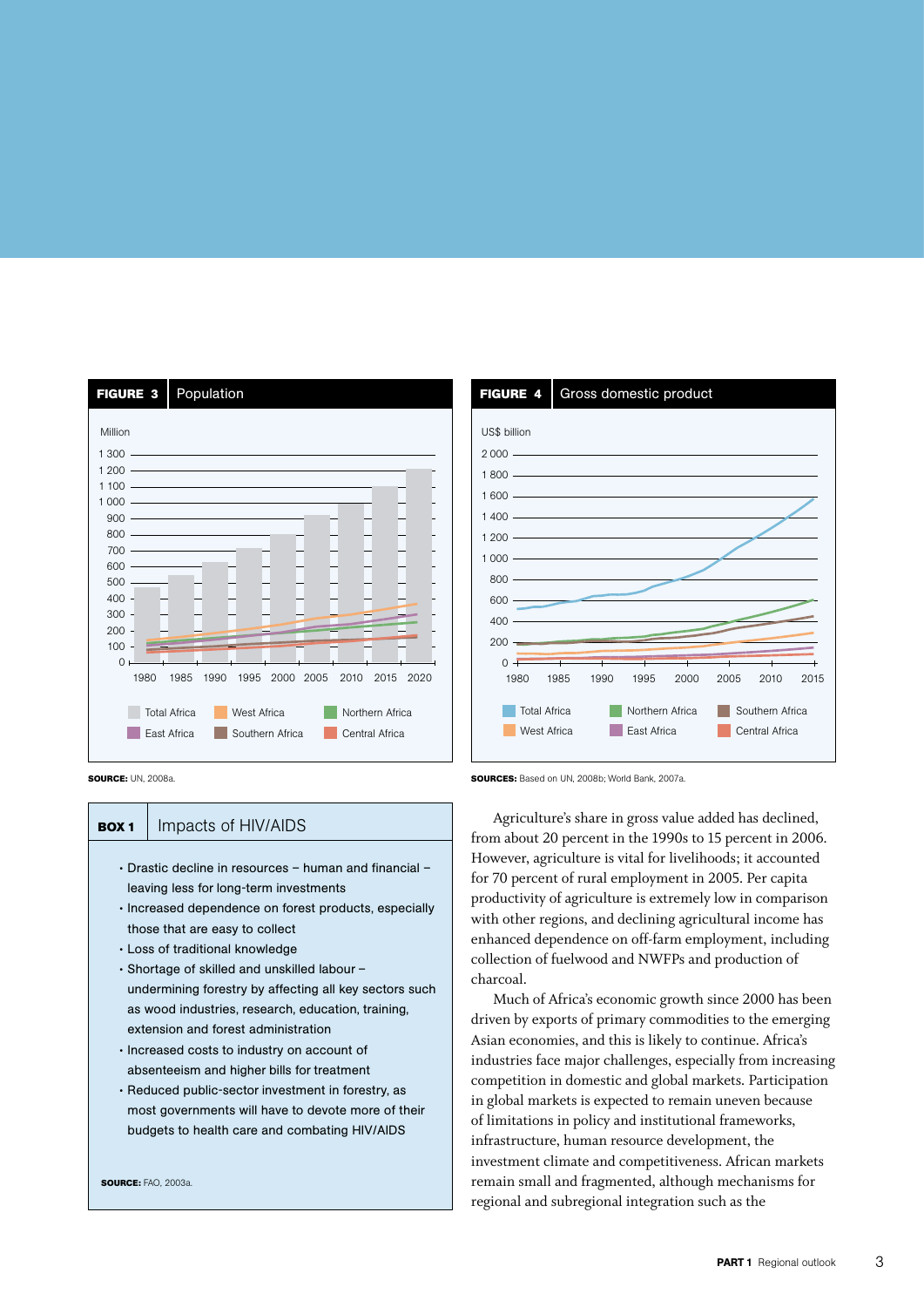**FIGURE 3** Population

**SOURCE:** UN, 2008a.

**FIGURE 4** Gross domestic product

**SOURCES:** Based on UN, 2008b; World Bank, 2007a.

**BOX 1** Impacts of HIV/AIDS

- Drastic decline in resources – human and financial – leaving less for long-term investments
- Increased dependence on forest products, especially those that are easy to collect
- Loss of traditional knowledge
- Shortage of skilled and unskilled labour – undermining forestry by affecting all key sectors such as wood industries, research, education, training, extension and forest administration
- Increased costs to industry on account of absenteeism and higher bills for treatment
- Reduced public-sector investment in forestry, as most governments will have to devote more of their budgets to health care and combating HIV/AIDS

**SOURCE:** FAO, 2003a.

Agriculture's share in gross value added has declined, from about 20 percent in the 1990s to 15 percent in 2006. However, agriculture is vital for livelihoods; it accounted for 70 percent of rural employment in 2005. Per capita productivity of agriculture is extremely low in comparison with other regions, and declining agricultural income has enhanced dependence on off-farm employment, including collection of fuelwood and NWFPs and production of charcoal.

Much of Africa's economic growth since 2000 has been driven by exports of primary commodities to the emerging Asian economies, and this is likely to continue. Africa's industries face major challenges, especially from increasing competition in domestic and global markets. Participation in global markets is expected to remain uneven because of limitations in policy and institutional frameworks, infrastructure, human resource development, the investment climate and competitiveness. African markets remain small and fragmented, although mechanisms for regional and subregional integration such as the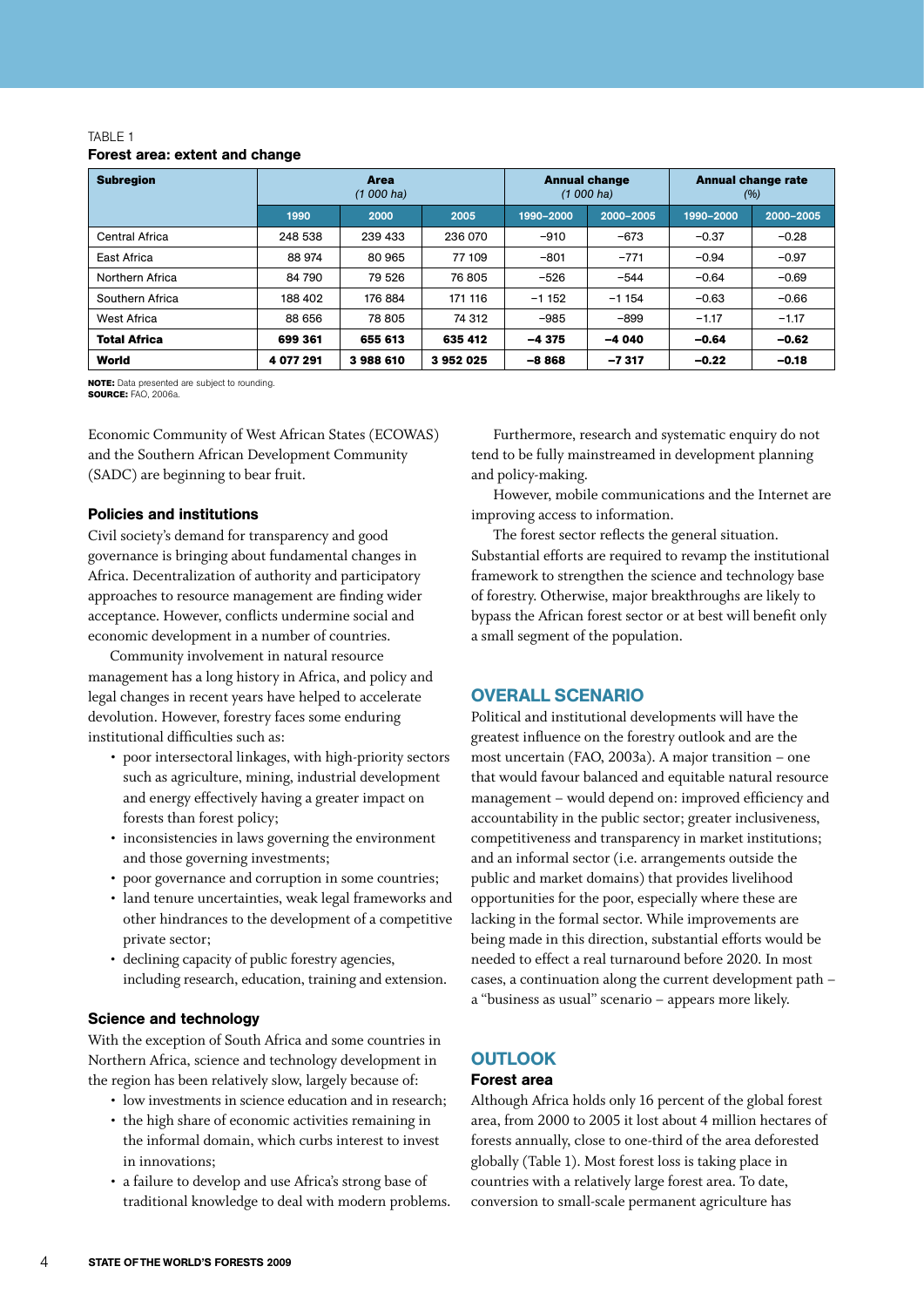TABLE 1

**Forest area: extent and change**

| Subregion | Area *(1 000 ha)* | | | Annual change *(1 000 ha)* | | Annual change rate *(%)* | |
|---|---|---|---|---|---|---|---|
| | 1990 | 2000 | 2005 | 1990–2000 | 2000–2005 | 1990–2000 | 2000–2005 |
| Central Africa | 248 538 | 239 433 | 236 070 | −910 | −673 | −0.37 | −0.28 |
| East Africa | 88 974 | 80 965 | 77 109 | −801 | −771 | −0.94 | −0.97 |
| Northern Africa | 84 790 | 79 526 | 76 805 | −526 | −544 | −0.64 | −0.69 |
| Southern Africa | 188 402 | 176 884 | 171 116 | −1 152 | −1 154 | −0.63 | −0.66 |
| West Africa | 88 656 | 78 805 | 74 312 | −985 | −899 | −1.17 | −1.17 |
| **Total Africa** | **699 361** | **655 613** | **635 412** | **−4 375** | **−4 040** | **−0.64** | **−0.62** |
| **World** | **4 077 291** | **3 988 610** | **3 952 025** | **−8 868** | **−7 317** | **−0.22** | **−0.18** |

**NOTE:** Data presented are subject to rounding.
**SOURCE:** FAO, 2006a.

Economic Community of West African States (ECOWAS) and the Southern African Development Community (SADC) are beginning to bear fruit.

### Policies and institutions

Civil society's demand for transparency and good governance is bringing about fundamental changes in Africa. Decentralization of authority and participatory approaches to resource management are finding wider acceptance. However, conflicts undermine social and economic development in a number of countries.

Community involvement in natural resource management has a long history in Africa, and policy and legal changes in recent years have helped to accelerate devolution. However, forestry faces some enduring institutional difficulties such as:

- poor intersectoral linkages, with high-priority sectors such as agriculture, mining, industrial development and energy effectively having a greater impact on forests than forest policy;
- inconsistencies in laws governing the environment and those governing investments;
- poor governance and corruption in some countries;
- land tenure uncertainties, weak legal frameworks and other hindrances to the development of a competitive private sector;
- declining capacity of public forestry agencies, including research, education, training and extension.

### Science and technology

With the exception of South Africa and some countries in Northern Africa, science and technology development in the region has been relatively slow, largely because of:

- low investments in science education and in research;
- the high share of economic activities remaining in the informal domain, which curbs interest to invest in innovations;
- a failure to develop and use Africa's strong base of traditional knowledge to deal with modern problems.

Furthermore, research and systematic enquiry do not tend to be fully mainstreamed in development planning and policy-making.

However, mobile communications and the Internet are improving access to information.

The forest sector reflects the general situation. Substantial efforts are required to revamp the institutional framework to strengthen the science and technology base of forestry. Otherwise, major breakthroughs are likely to bypass the African forest sector or at best will benefit only a small segment of the population.

## OVERALL SCENARIO

Political and institutional developments will have the greatest influence on the forestry outlook and are the most uncertain (FAO, 2003a). A major transition – one that would favour balanced and equitable natural resource management – would depend on: improved efficiency and accountability in the public sector; greater inclusiveness, competitiveness and transparency in market institutions; and an informal sector (i.e. arrangements outside the public and market domains) that provides livelihood opportunities for the poor, especially where these are lacking in the formal sector. While improvements are being made in this direction, substantial efforts would be needed to effect a real turnaround before 2020. In most cases, a continuation along the current development path – a "business as usual" scenario – appears more likely.

## OUTLOOK

### Forest area

Although Africa holds only 16 percent of the global forest area, from 2000 to 2005 it lost about 4 million hectares of forests annually, close to one-third of the area deforested globally (Table 1). Most forest loss is taking place in countries with a relatively large forest area. To date, conversion to small-scale permanent agriculture has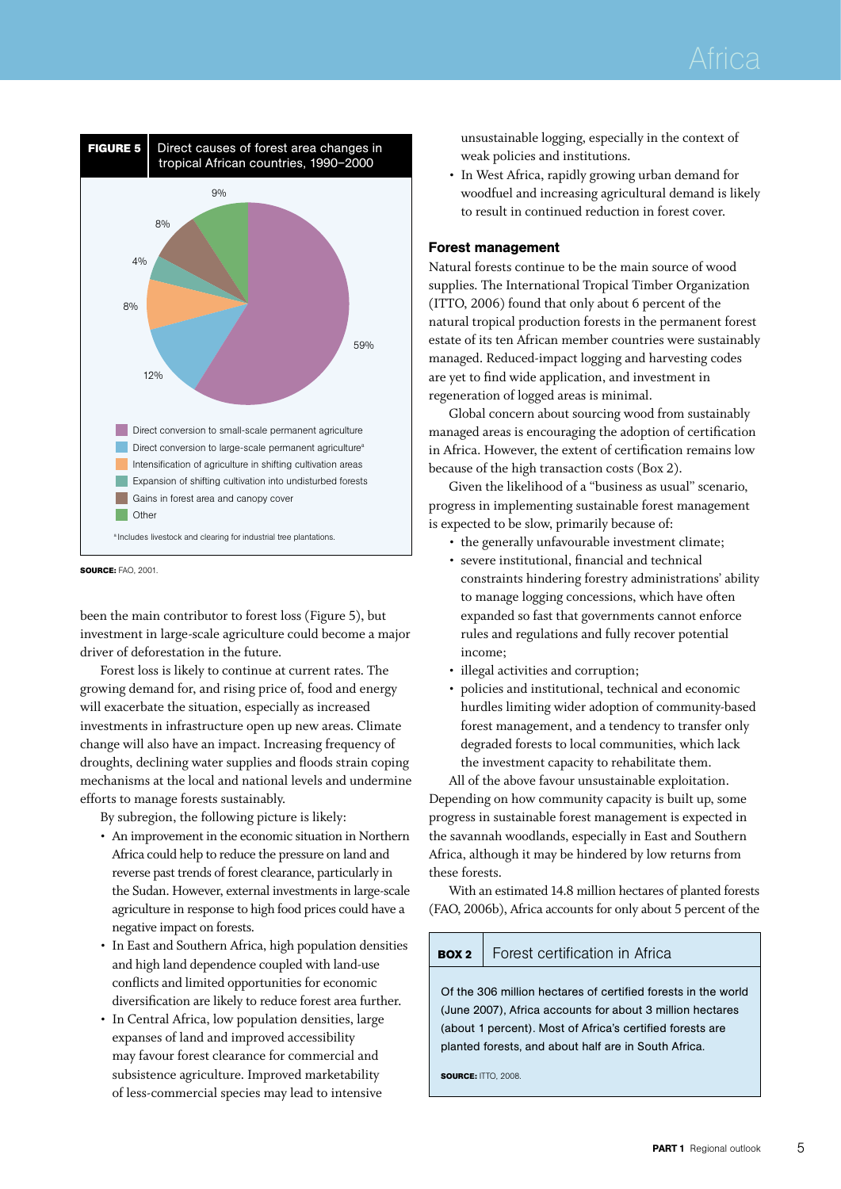**FIGURE 5** Direct causes of forest area changes in tropical African countries, 1990–2000

9%

8%

4%

8%

12%

59%

Direct conversion to small-scale permanent agriculture
Direct conversion to large-scale permanent agriculture[a]
Intensification of agriculture in shifting cultivation areas
Expansion of shifting cultivation into undisturbed forests
Gains in forest area and canopy cover
Other

[a] Includes livestock and clearing for industrial tree plantations.

**SOURCE:** FAO, 2001.

been the main contributor to forest loss (Figure 5), but investment in large-scale agriculture could become a major driver of deforestation in the future.

Forest loss is likely to continue at current rates. The growing demand for, and rising price of, food and energy will exacerbate the situation, especially as increased investments in infrastructure open up new areas. Climate change will also have an impact. Increasing frequency of droughts, declining water supplies and floods strain coping mechanisms at the local and national levels and undermine efforts to manage forests sustainably.

By subregion, the following picture is likely:

- An improvement in the economic situation in Northern Africa could help to reduce the pressure on land and reverse past trends of forest clearance, particularly in the Sudan. However, external investments in large-scale agriculture in response to high food prices could have a negative impact on forests.
- In East and Southern Africa, high population densities and high land dependence coupled with land-use conflicts and limited opportunities for economic diversification are likely to reduce forest area further.
- In Central Africa, low population densities, large expanses of land and improved accessibility may favour forest clearance for commercial and subsistence agriculture. Improved marketability of less-commercial species may lead to intensive unsustainable logging, especially in the context of weak policies and institutions.
- In West Africa, rapidly growing urban demand for woodfuel and increasing agricultural demand is likely to result in continued reduction in forest cover.

## Forest management

Natural forests continue to be the main source of wood supplies. The International Tropical Timber Organization (ITTO, 2006) found that only about 6 percent of the natural tropical production forests in the permanent forest estate of its ten African member countries were sustainably managed. Reduced-impact logging and harvesting codes are yet to find wide application, and investment in regeneration of logged areas is minimal.

Global concern about sourcing wood from sustainably managed areas is encouraging the adoption of certification in Africa. However, the extent of certification remains low because of the high transaction costs (Box 2).

Given the likelihood of a "business as usual" scenario, progress in implementing sustainable forest management is expected to be slow, primarily because of:

- the generally unfavourable investment climate;
- severe institutional, financial and technical constraints hindering forestry administrations' ability to manage logging concessions, which have often expanded so fast that governments cannot enforce rules and regulations and fully recover potential income;
- illegal activities and corruption;
- policies and institutional, technical and economic hurdles limiting wider adoption of community-based forest management, and a tendency to transfer only degraded forests to local communities, which lack the investment capacity to rehabilitate them.

All of the above favour unsustainable exploitation. Depending on how community capacity is built up, some progress in sustainable forest management is expected in the savannah woodlands, especially in East and Southern Africa, although it may be hindered by low returns from these forests.

With an estimated 14.8 million hectares of planted forests (FAO, 2006b), Africa accounts for only about 5 percent of the

**BOX 2** Forest certification in Africa

Of the 306 million hectares of certified forests in the world (June 2007), Africa accounts for about 3 million hectares (about 1 percent). Most of Africa's certified forests are planted forests, and about half are in South Africa.

**SOURCE:** ITTO, 2008.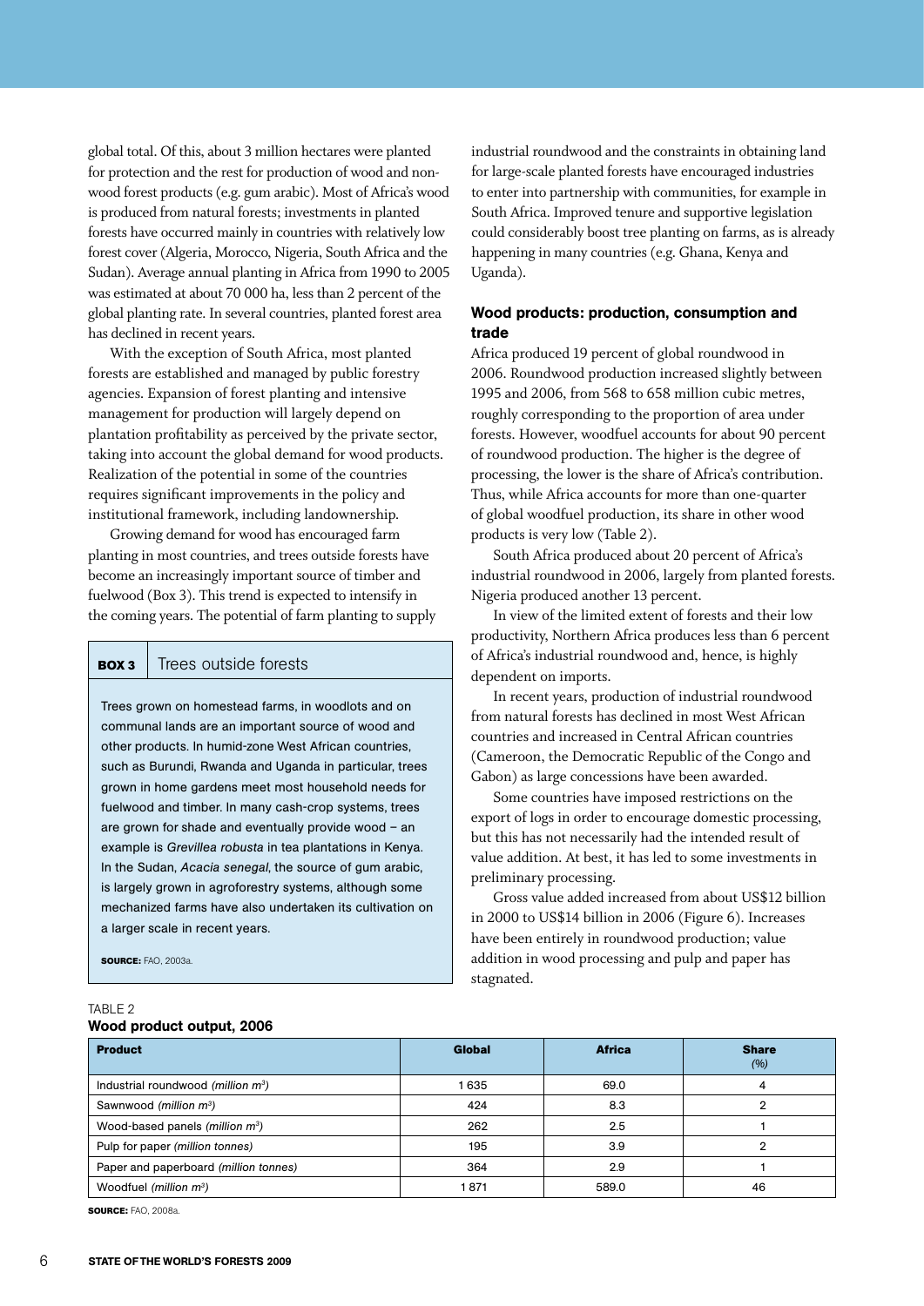global total. Of this, about 3 million hectares were planted for protection and the rest for production of wood and non-wood forest products (e.g. gum arabic). Most of Africa's wood is produced from natural forests; investments in planted forests have occurred mainly in countries with relatively low forest cover (Algeria, Morocco, Nigeria, South Africa and the Sudan). Average annual planting in Africa from 1990 to 2005 was estimated at about 70 000 ha, less than 2 percent of the global planting rate. In several countries, planted forest area has declined in recent years.

With the exception of South Africa, most planted forests are established and managed by public forestry agencies. Expansion of forest planting and intensive management for production will largely depend on plantation profitability as perceived by the private sector, taking into account the global demand for wood products. Realization of the potential in some of the countries requires significant improvements in the policy and institutional framework, including landownership.

Growing demand for wood has encouraged farm planting in most countries, and trees outside forests have become an increasingly important source of timber and fuelwood (Box 3). This trend is expected to intensify in the coming years. The potential of farm planting to supply industrial roundwood and the constraints in obtaining land for large-scale planted forests have encouraged industries to enter into partnership with communities, for example in South Africa. Improved tenure and supportive legislation could considerably boost tree planting on farms, as is already happening in many countries (e.g. Ghana, Kenya and Uganda).

**BOX 3** Trees outside forests

Trees grown on homestead farms, in woodlots and on communal lands are an important source of wood and other products. In humid-zone West African countries, such as Burundi, Rwanda and Uganda in particular, trees grown in home gardens meet most household needs for fuelwood and timber. In many cash-crop systems, trees are grown for shade and eventually provide wood – an example is *Grevillea robusta* in tea plantations in Kenya. In the Sudan, *Acacia senegal*, the source of gum arabic, is largely grown in agroforestry systems, although some mechanized farms have also undertaken its cultivation on a larger scale in recent years.

**SOURCE:** FAO, 2003a.

### Wood products: production, consumption and trade

Africa produced 19 percent of global roundwood in 2006. Roundwood production increased slightly between 1995 and 2006, from 568 to 658 million cubic metres, roughly corresponding to the proportion of area under forests. However, woodfuel accounts for about 90 percent of roundwood production. The higher is the degree of processing, the lower is the share of Africa's contribution. Thus, while Africa accounts for more than one-quarter of global woodfuel production, its share in other wood products is very low (Table 2).

South Africa produced about 20 percent of Africa's industrial roundwood in 2006, largely from planted forests. Nigeria produced another 13 percent.

In view of the limited extent of forests and their low productivity, Northern Africa produces less than 6 percent of Africa's industrial roundwood and, hence, is highly dependent on imports.

In recent years, production of industrial roundwood from natural forests has declined in most West African countries and increased in Central African countries (Cameroon, the Democratic Republic of the Congo and Gabon) as large concessions have been awarded.

Some countries have imposed restrictions on the export of logs in order to encourage domestic processing, but this has not necessarily had the intended result of value addition. At best, it has led to some investments in preliminary processing.

Gross value added increased from about US$12 billion in 2000 to US$14 billion in 2006 (Figure 6). Increases have been entirely in roundwood production; value addition in wood processing and pulp and paper has stagnated.

TABLE 2
**Wood product output, 2006**

| Product | Global | Africa | Share (%) |
|---|---|---|---|
| Industrial roundwood *(million m³)* | 1 635 | 69.0 | 4 |
| Sawnwood *(million m³)* | 424 | 8.3 | 2 |
| Wood-based panels *(million m³)* | 262 | 2.5 | 1 |
| Pulp for paper *(million tonnes)* | 195 | 3.9 | 2 |
| Paper and paperboard *(million tonnes)* | 364 | 2.9 | 1 |
| Woodfuel *(million m³)* | 1 871 | 589.0 | 46 |

**SOURCE:** FAO, 2008a.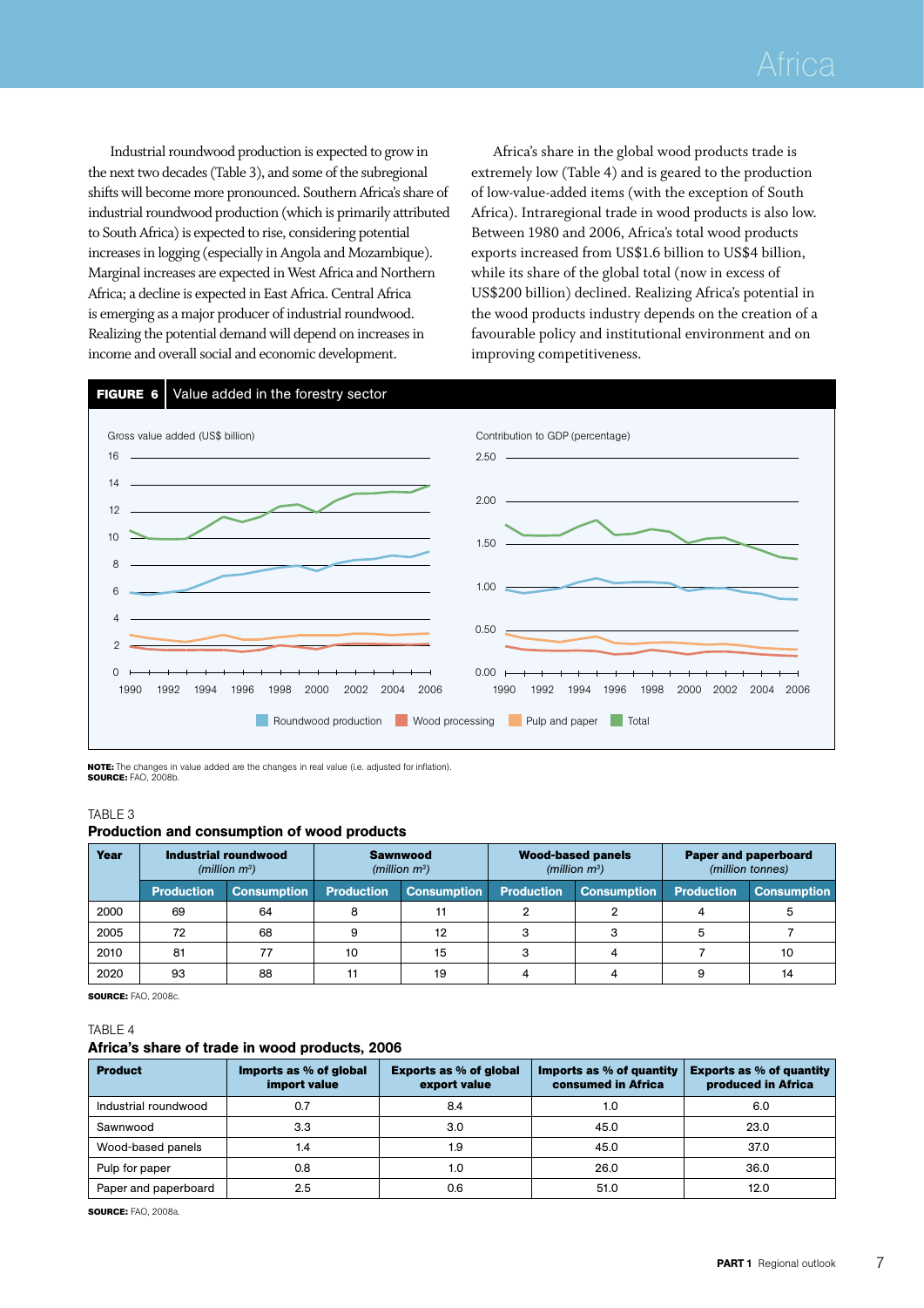Industrial roundwood production is expected to grow in the next two decades (Table 3), and some of the subregional shifts will become more pronounced. Southern Africa's share of industrial roundwood production (which is primarily attributed to South Africa) is expected to rise, considering potential increases in logging (especially in Angola and Mozambique). Marginal increases are expected in West Africa and Northern Africa; a decline is expected in East Africa. Central Africa is emerging as a major producer of industrial roundwood. Realizing the potential demand will depend on increases in income and overall social and economic development.

Africa's share in the global wood products trade is extremely low (Table 4) and is geared to the production of low-value-added items (with the exception of South Africa). Intraregional trade in wood products is also low. Between 1980 and 2006, Africa's total wood products exports increased from US$1.6 billion to US$4 billion, while its share of the global total (now in excess of US$200 billion) declined. Realizing Africa's potential in the wood products industry depends on the creation of a favourable policy and institutional environment and on improving competitiveness.

**FIGURE 6** Value added in the forestry sector

**NOTE:** The changes in value added are the changes in real value (i.e. adjusted for inflation).
**SOURCE:** FAO, 2008b.

TABLE 3
**Production and consumption of wood products**

| Year | Industrial roundwood (million m³) | | Sawnwood (million m³) | | Wood-based panels (million m³) | | Paper and paperboard (million tonnes) | |
|---|---|---|---|---|---|---|---|---|
| | Production | Consumption | Production | Consumption | Production | Consumption | Production | Consumption |
| 2000 | 69 | 64 | 8 | 11 | 2 | 2 | 4 | 5 |
| 2005 | 72 | 68 | 9 | 12 | 3 | 3 | 5 | 7 |
| 2010 | 81 | 77 | 10 | 15 | 3 | 4 | 7 | 10 |
| 2020 | 93 | 88 | 11 | 19 | 4 | 4 | 9 | 14 |

**SOURCE:** FAO, 2008c.

TABLE 4
**Africa's share of trade in wood products, 2006**

| Product | Imports as % of global import value | Exports as % of global export value | Imports as % of quantity consumed in Africa | Exports as % of quantity produced in Africa |
|---|---|---|---|---|
| Industrial roundwood | 0.7 | 8.4 | 1.0 | 6.0 |
| Sawnwood | 3.3 | 3.0 | 45.0 | 23.0 |
| Wood-based panels | 1.4 | 1.9 | 45.0 | 37.0 |
| Pulp for paper | 0.8 | 1.0 | 26.0 | 36.0 |
| Paper and paperboard | 2.5 | 0.6 | 51.0 | 12.0 |

**SOURCE:** FAO, 2008a.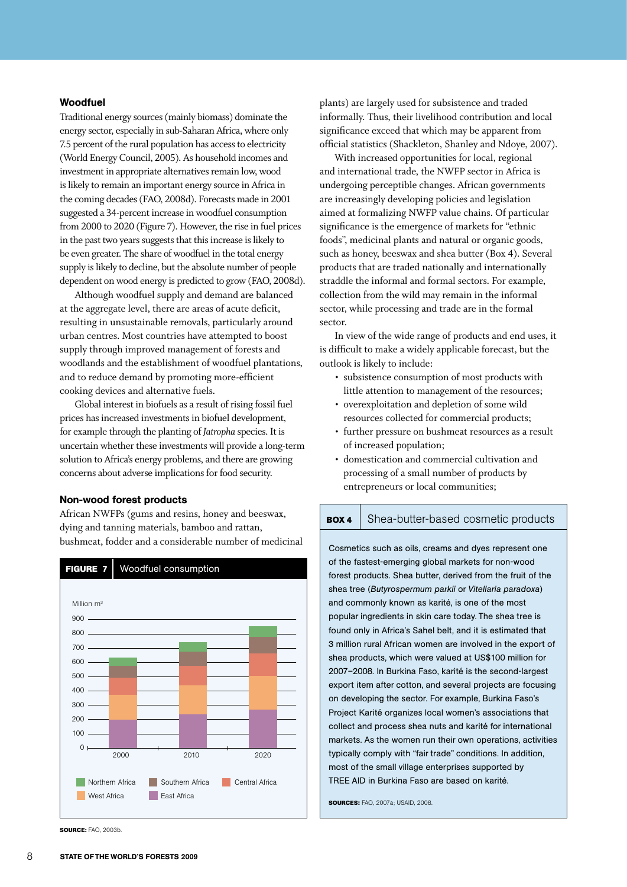## Woodfuel

Traditional energy sources (mainly biomass) dominate the energy sector, especially in sub-Saharan Africa, where only 7.5 percent of the rural population has access to electricity (World Energy Council, 2005). As household incomes and investment in appropriate alternatives remain low, wood is likely to remain an important energy source in Africa in the coming decades (FAO, 2008d). Forecasts made in 2001 suggested a 34-percent increase in woodfuel consumption from 2000 to 2020 (Figure 7). However, the rise in fuel prices in the past two years suggests that this increase is likely to be even greater. The share of woodfuel in the total energy supply is likely to decline, but the absolute number of people dependent on wood energy is predicted to grow (FAO, 2008d).

Although woodfuel supply and demand are balanced at the aggregate level, there are areas of acute deficit, resulting in unsustainable removals, particularly around urban centres. Most countries have attempted to boost supply through improved management of forests and woodlands and the establishment of woodfuel plantations, and to reduce demand by promoting more-efficient cooking devices and alternative fuels.

Global interest in biofuels as a result of rising fossil fuel prices has increased investments in biofuel development, for example through the planting of *Jatropha* species. It is uncertain whether these investments will provide a long-term solution to Africa's energy problems, and there are growing concerns about adverse implications for food security.

## Non-wood forest products

African NWFPs (gums and resins, honey and beeswax, dying and tanning materials, bamboo and rattan, bushmeat, fodder and a considerable number of medicinal plants) are largely used for subsistence and traded informally. Thus, their livelihood contribution and local significance exceed that which may be apparent from official statistics (Shackleton, Shanley and Ndoye, 2007).

With increased opportunities for local, regional and international trade, the NWFP sector in Africa is undergoing perceptible changes. African governments are increasingly developing policies and legislation aimed at formalizing NWFP value chains. Of particular significance is the emergence of markets for "ethnic foods", medicinal plants and natural or organic goods, such as honey, beeswax and shea butter (Box 4). Several products that are traded nationally and internationally straddle the informal and formal sectors. For example, collection from the wild may remain in the informal sector, while processing and trade are in the formal sector.

In view of the wide range of products and end uses, it is difficult to make a widely applicable forecast, but the outlook is likely to include:

- subsistence consumption of most products with little attention to management of the resources;
- overexploitation and depletion of some wild resources collected for commercial products;
- further pressure on bushmeat resources as a result of increased population;
- domestication and commercial cultivation and processing of a small number of products by entrepreneurs or local communities;

**FIGURE 7** Woodfuel consumption

Million m³

900
800
700
600
500
400
300
200
100
0

2000 2010 2020

Northern Africa, Southern Africa, Central Africa, West Africa, East Africa

**SOURCE:** FAO, 2003b.

**BOX 4** Shea-butter-based cosmetic products

Cosmetics such as oils, creams and dyes represent one of the fastest-emerging global markets for non-wood forest products. Shea butter, derived from the fruit of the shea tree (*Butyrospermum parkii* or *Vitellaria paradoxa*) and commonly known as karité, is one of the most popular ingredients in skin care today. The shea tree is found only in Africa's Sahel belt, and it is estimated that 3 million rural African women are involved in the export of shea products, which were valued at US$100 million for 2007–2008. In Burkina Faso, karité is the second-largest export item after cotton, and several projects are focusing on developing the sector. For example, Burkina Faso's Project Karité organizes local women's associations that collect and process shea nuts and karité for international markets. As the women run their own operations, activities typically comply with "fair trade" conditions. In addition, most of the small village enterprises supported by TREE AID in Burkina Faso are based on karité.

**SOURCES:** FAO, 2007a; USAID, 2008.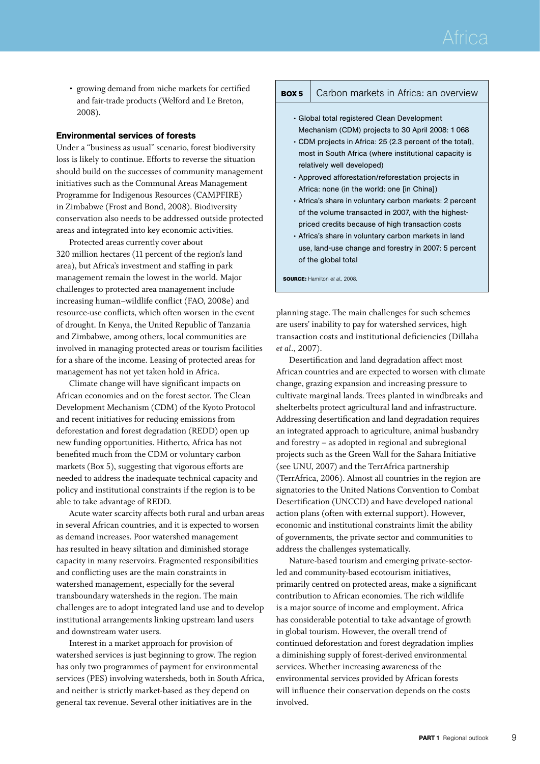- growing demand from niche markets for certified and fair-trade products (Welford and Le Breton, 2008).

### Environmental services of forests

Under a "business as usual" scenario, forest biodiversity loss is likely to continue. Efforts to reverse the situation should build on the successes of community management initiatives such as the Communal Areas Management Programme for Indigenous Resources (CAMPFIRE) in Zimbabwe (Frost and Bond, 2008). Biodiversity conservation also needs to be addressed outside protected areas and integrated into key economic activities.

Protected areas currently cover about 320 million hectares (11 percent of the region's land area), but Africa's investment and staffing in park management remain the lowest in the world. Major challenges to protected area management include increasing human–wildlife conflict (FAO, 2008e) and resource-use conflicts, which often worsen in the event of drought. In Kenya, the United Republic of Tanzania and Zimbabwe, among others, local communities are involved in managing protected areas or tourism facilities for a share of the income. Leasing of protected areas for management has not yet taken hold in Africa.

Climate change will have significant impacts on African economies and on the forest sector. The Clean Development Mechanism (CDM) of the Kyoto Protocol and recent initiatives for reducing emissions from deforestation and forest degradation (REDD) open up new funding opportunities. Hitherto, Africa has not benefited much from the CDM or voluntary carbon markets (Box 5), suggesting that vigorous efforts are needed to address the inadequate technical capacity and policy and institutional constraints if the region is to be able to take advantage of REDD.

Acute water scarcity affects both rural and urban areas in several African countries, and it is expected to worsen as demand increases. Poor watershed management has resulted in heavy siltation and diminished storage capacity in many reservoirs. Fragmented responsibilities and conflicting uses are the main constraints in watershed management, especially for the several transboundary watersheds in the region. The main challenges are to adopt integrated land use and to develop institutional arrangements linking upstream land users and downstream water users.

Interest in a market approach for provision of watershed services is just beginning to grow. The region has only two programmes of payment for environmental services (PES) involving watersheds, both in South Africa, and neither is strictly market-based as they depend on general tax revenue. Several other initiatives are in the planning stage. The main challenges for such schemes are users' inability to pay for watershed services, high transaction costs and institutional deficiencies (Dillaha *et al*., 2007).

**BOX 5** Carbon markets in Africa: an overview

- Global total registered Clean Development Mechanism (CDM) projects to 30 April 2008: 1 068
- CDM projects in Africa: 25 (2.3 percent of the total), most in South Africa (where institutional capacity is relatively well developed)
- Approved afforestation/reforestation projects in Africa: none (in the world: one [in China])
- Africa's share in voluntary carbon markets: 2 percent of the volume transacted in 2007, with the highest-priced credits because of high transaction costs
- Africa's share in voluntary carbon markets in land use, land-use change and forestry in 2007: 5 percent of the global total

**SOURCE:** Hamilton *et al*., 2008.

Desertification and land degradation affect most African countries and are expected to worsen with climate change, grazing expansion and increasing pressure to cultivate marginal lands. Trees planted in windbreaks and shelterbelts protect agricultural land and infrastructure. Addressing desertification and land degradation requires an integrated approach to agriculture, animal husbandry and forestry – as adopted in regional and subregional projects such as the Green Wall for the Sahara Initiative (see UNU, 2007) and the TerrAfrica partnership (TerrAfrica, 2006). Almost all countries in the region are signatories to the United Nations Convention to Combat Desertification (UNCCD) and have developed national action plans (often with external support). However, economic and institutional constraints limit the ability of governments, the private sector and communities to address the challenges systematically.

Nature-based tourism and emerging private-sector-led and community-based ecotourism initiatives, primarily centred on protected areas, make a significant contribution to African economies. The rich wildlife is a major source of income and employment. Africa has considerable potential to take advantage of growth in global tourism. However, the overall trend of continued deforestation and forest degradation implies a diminishing supply of forest-derived environmental services. Whether increasing awareness of the environmental services provided by African forests will influence their conservation depends on the costs involved.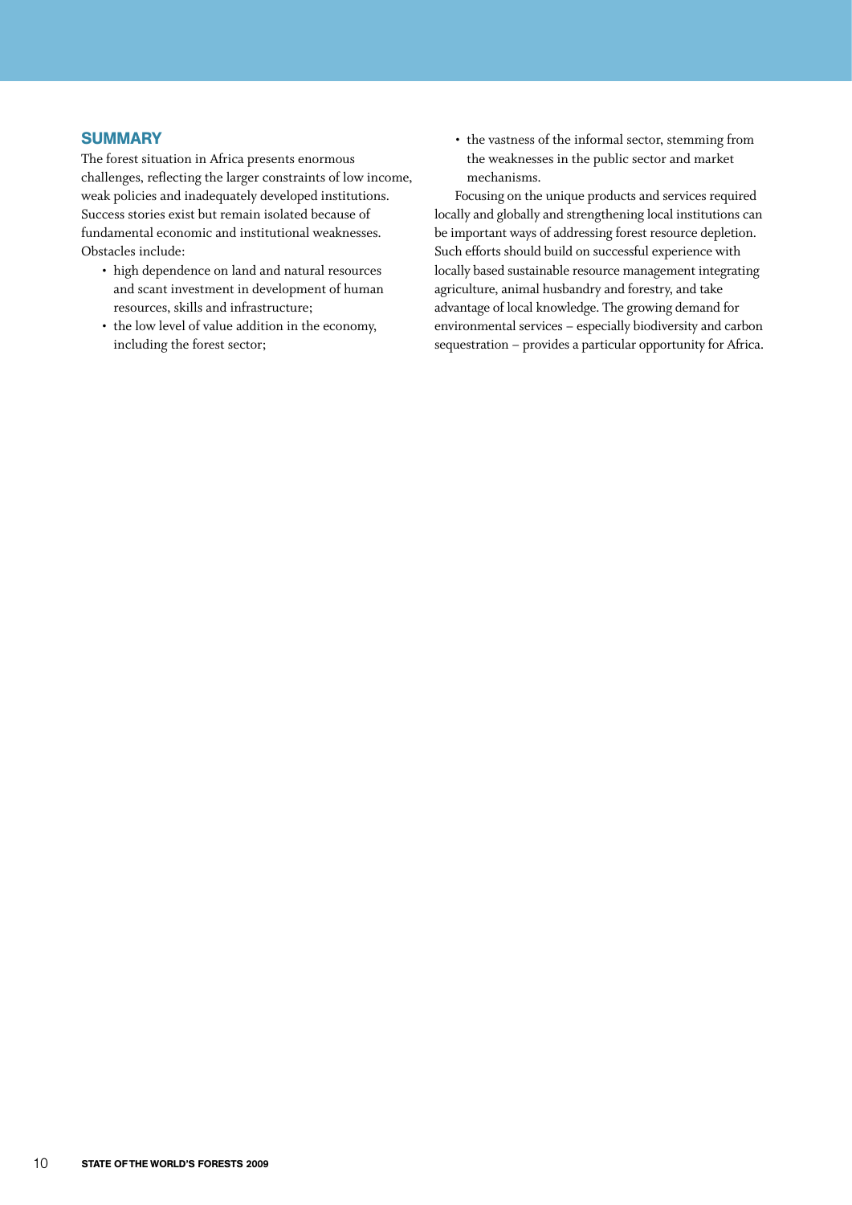## SUMMARY

The forest situation in Africa presents enormous challenges, reflecting the larger constraints of low income, weak policies and inadequately developed institutions. Success stories exist but remain isolated because of fundamental economic and institutional weaknesses. Obstacles include:

- high dependence on land and natural resources and scant investment in development of human resources, skills and infrastructure;
- the low level of value addition in the economy, including the forest sector;
- the vastness of the informal sector, stemming from the weaknesses in the public sector and market mechanisms.

Focusing on the unique products and services required locally and globally and strengthening local institutions can be important ways of addressing forest resource depletion. Such efforts should build on successful experience with locally based sustainable resource management integrating agriculture, animal husbandry and forestry, and take advantage of local knowledge. The growing demand for environmental services – especially biodiversity and carbon sequestration – provides a particular opportunity for Africa.